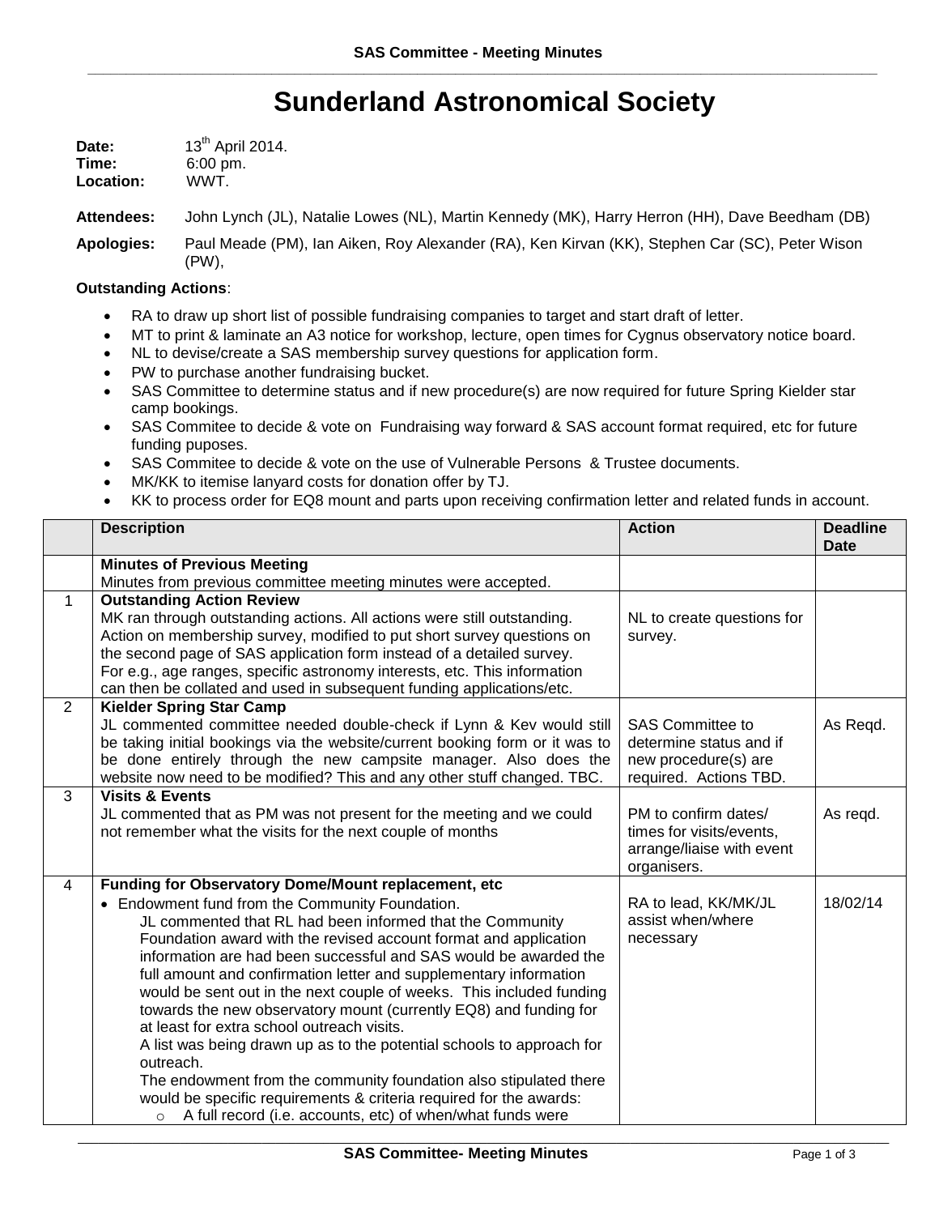# Sunderland Astronomical Society

**Date:** 13th April 2014.
**Time:** 6:00 pm.
**Location:** WWT.

**Attendees:** John Lynch (JL), Natalie Lowes (NL), Martin Kennedy (MK), Harry Herron (HH), Dave Beedham (DB)

**Apologies:** Paul Meade (PM), Ian Aiken, Roy Alexander (RA), Ken Kirvan (KK), Stephen Car (SC), Peter Wison (PW),

**Outstanding Actions**:

- RA to draw up short list of possible fundraising companies to target and start draft of letter.
- MT to print & laminate an A3 notice for workshop, lecture, open times for Cygnus observatory notice board.
- NL to devise/create a SAS membership survey questions for application form.
- PW to purchase another fundraising bucket.
- SAS Committee to determine status and if new procedure(s) are now required for future Spring Kielder star camp bookings.
- SAS Commitee to decide & vote on Fundraising way forward & SAS account format required, etc for future funding puposes.
- SAS Commitee to decide & vote on the use of Vulnerable Persons & Trustee documents.
- MK/KK to itemise lanyard costs for donation offer by TJ.
- KK to process order for EQ8 mount and parts upon receiving confirmation letter and related funds in account.

| | Description | Action | Deadline Date |
|---|---|---|---|
| | **Minutes of Previous Meeting**<br>Minutes from previous committee meeting minutes were accepted. | | |
| 1 | **Outstanding Action Review**<br>MK ran through outstanding actions. All actions were still outstanding. Action on membership survey, modified to put short survey questions on the second page of SAS application form instead of a detailed survey. For e.g., age ranges, specific astronomy interests, etc. This information can then be collated and used in subsequent funding applications/etc. | NL to create questions for survey. | |
| 2 | **Kielder Spring Star Camp**<br>JL commented committee needed double-check if Lynn & Kev would still be taking initial bookings via the website/current booking form or it was to be done entirely through the new campsite manager. Also does the website now need to be modified? This and any other stuff changed. TBC. | SAS Committee to determine status and if new procedure(s) are required. Actions TBD. | As Reqd. |
| 3 | **Visits & Events**<br>JL commented that as PM was not present for the meeting and we could not remember what the visits for the next couple of months | PM to confirm dates/ times for visits/events, arrange/liaise with event organisers. | As reqd. |
| 4 | **Funding for Observatory Dome/Mount replacement, etc**<br>• Endowment fund from the Community Foundation.<br>JL commented that RL had been informed that the Community Foundation award with the revised account format and application information are had been successful and SAS would be awarded the full amount and confirmation letter and supplementary information would be sent out in the next couple of weeks. This included funding towards the new observatory mount (currently EQ8) and funding for at least for extra school outreach visits.<br>A list was being drawn up as to the potential schools to approach for outreach.<br>The endowment from the community foundation also stipulated there would be specific requirements & criteria required for the awards:<br>○ A full record (i.e. accounts, etc) of when/what funds were | RA to lead, KK/MK/JL assist when/where necessary | 18/02/14 |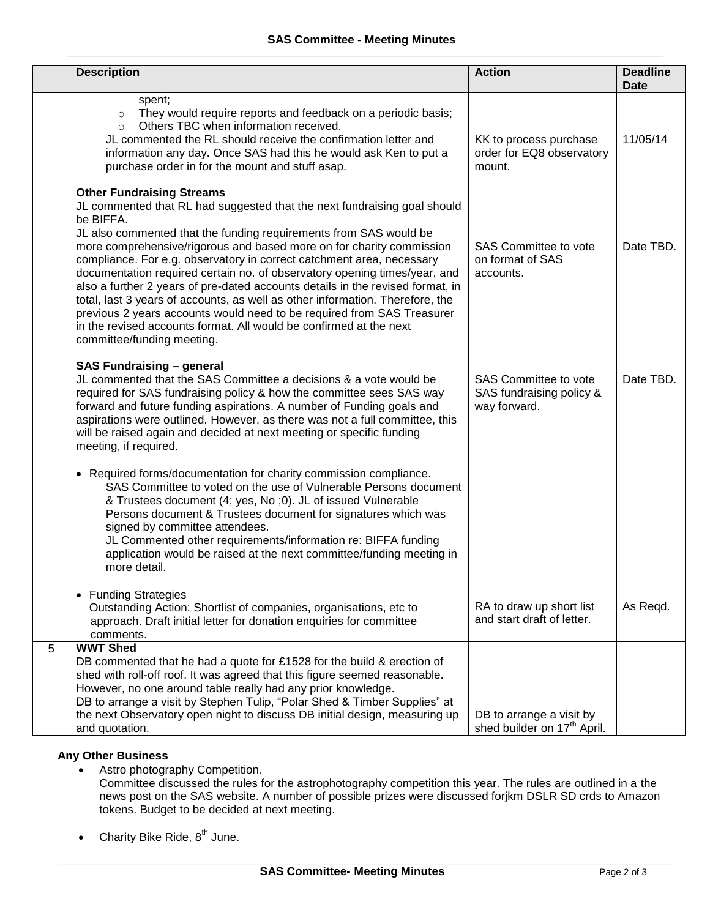| | Description | Action | Deadline Date |
|---|---|---|---|
| | spent;<br>○ They would require reports and feedback on a periodic basis;<br>○ Others TBC when information received.<br>JL commented the RL should receive the confirmation letter and information any day. Once SAS had this he would ask Ken to put a purchase order in for the mount and stuff asap. | KK to process purchase order for EQ8 observatory mount. | 11/05/14 |
| | **Other Fundraising Streams**<br>JL commented that RL had suggested that the next fundraising goal should be BIFFA.<br>JL also commented that the funding requirements from SAS would be more comprehensive/rigorous and based more on for charity commission compliance. For e.g. observatory in correct catchment area, necessary documentation required certain no. of observatory opening times/year, and also a further 2 years of pre-dated accounts details in the revised format, in total, last 3 years of accounts, as well as other information. Therefore, the previous 2 years accounts would need to be required from SAS Treasurer in the revised accounts format. All would be confirmed at the next committee/funding meeting. | SAS Committee to vote on format of SAS accounts. | Date TBD. |
| | **SAS Fundraising – general**<br>JL commented that the SAS Committee a decisions & a vote would be required for SAS fundraising policy & how the committee sees SAS way forward and future funding aspirations. A number of Funding goals and aspirations were outlined. However, as there was not a full committee, this will be raised again and decided at next meeting or specific funding meeting, if required. | SAS Committee to vote SAS fundraising policy & way forward. | Date TBD. |
| | • Required forms/documentation for charity commission compliance.<br>SAS Committee to voted on the use of Vulnerable Persons document & Trustees document (4; yes, No ;0). JL of issued Vulnerable Persons document & Trustees document for signatures which was signed by committee attendees.<br>JL Commented other requirements/information re: BIFFA funding application would be raised at the next committee/funding meeting in more detail. | | |
| | • Funding Strategies<br>Outstanding Action: Shortlist of companies, organisations, etc to approach. Draft initial letter for donation enquiries for committee comments. | RA to draw up short list and start draft of letter. | As Reqd. |
| 5 | **WWT Shed**<br>DB commented that he had a quote for £1528 for the build & erection of shed with roll-off roof. It was agreed that this figure seemed reasonable. However, no one around table really had any prior knowledge.<br>DB to arrange a visit by Stephen Tulip, "Polar Shed & Timber Supplies" at the next Observatory open night to discuss DB initial design, measuring up and quotation. | DB to arrange a visit by shed builder on 17th April. | |

**Any Other Business**

- Astro photography Competition.
  Committee discussed the rules for the astrophotography competition this year. The rules are outlined in a the news post on the SAS website. A number of possible prizes were discussed forjkm DSLR SD crds to Amazon tokens. Budget to be decided at next meeting.

- Charity Bike Ride, 8th June.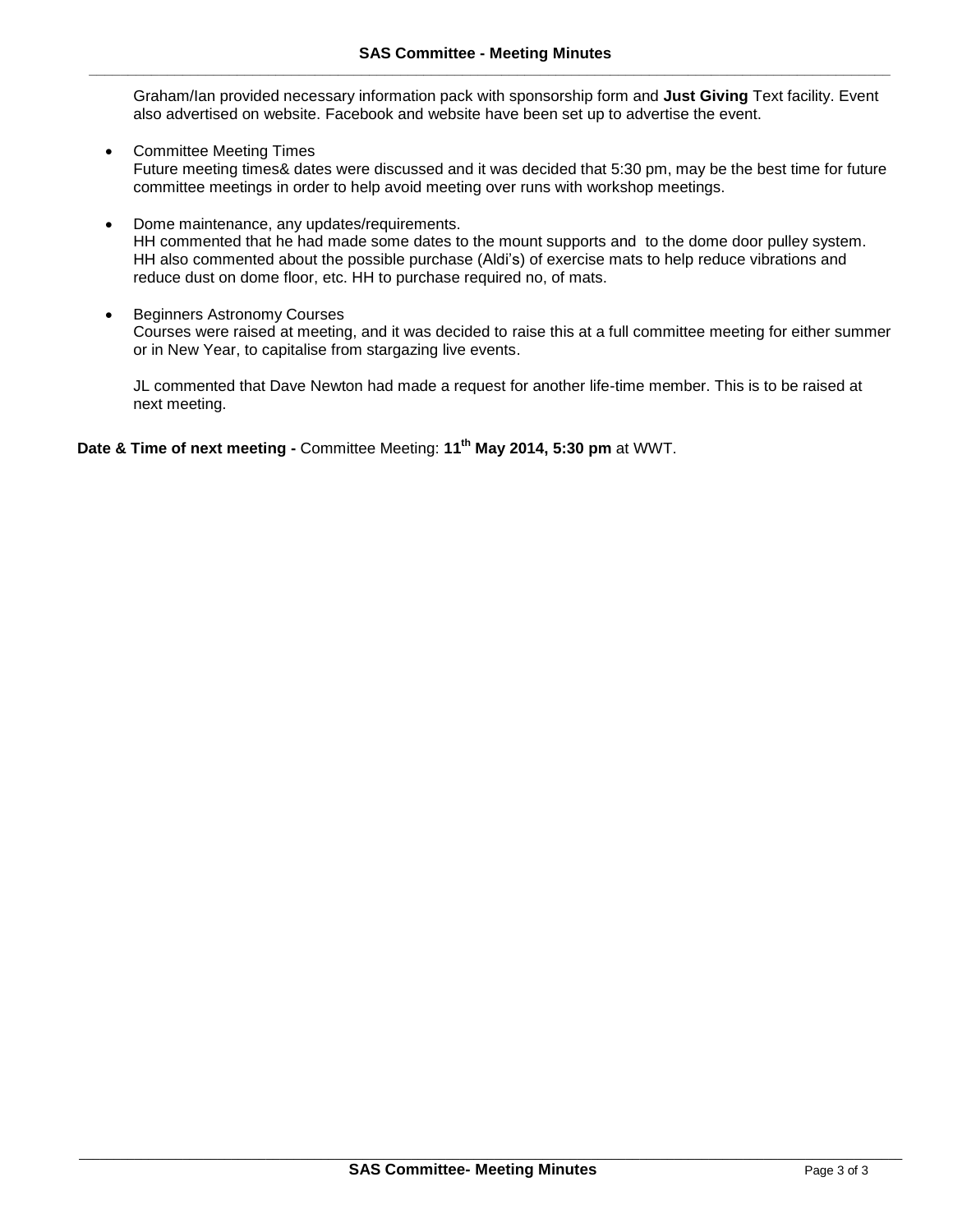Graham/Ian provided necessary information pack with sponsorship form and **Just Giving** Text facility. Event also advertised on website. Facebook and website have been set up to advertise the event.

- Committee Meeting Times
  Future meeting times& dates were discussed and it was decided that 5:30 pm, may be the best time for future committee meetings in order to help avoid meeting over runs with workshop meetings.

- Dome maintenance, any updates/requirements.
  HH commented that he had made some dates to the mount supports and to the dome door pulley system. HH also commented about the possible purchase (Aldi's) of exercise mats to help reduce vibrations and reduce dust on dome floor, etc. HH to purchase required no, of mats.

- Beginners Astronomy Courses
  Courses were raised at meeting, and it was decided to raise this at a full committee meeting for either summer or in New Year, to capitalise from stargazing live events.

  JL commented that Dave Newton had made a request for another life-time member. This is to be raised at next meeting.

**Date & Time of next meeting -** Committee Meeting: **11th May 2014, 5:30 pm** at WWT.